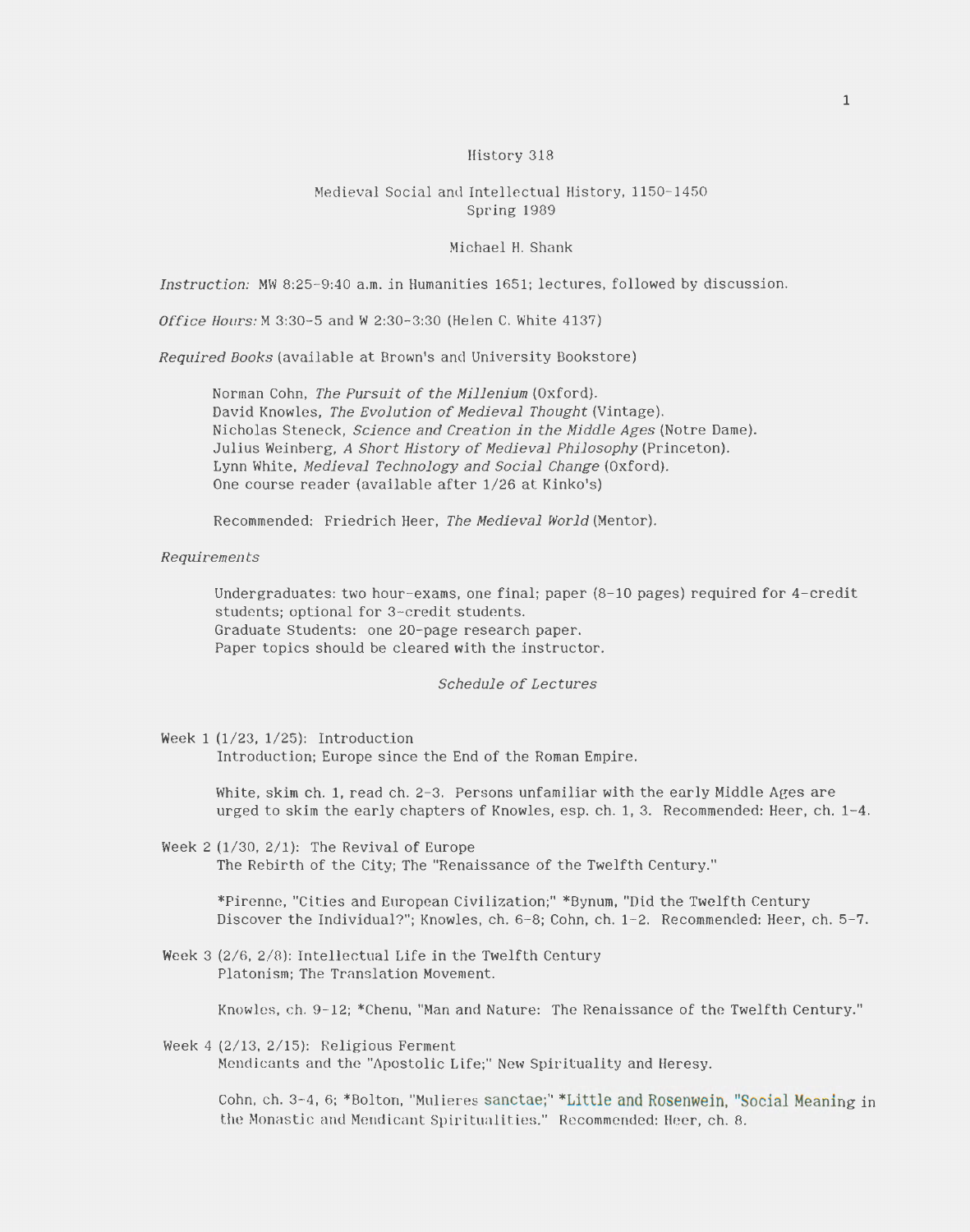# History 318

## Medieval Social and Intellectual History, 1150-1450
Spring 1989

Michael H. Shank

*Instruction:* MW 8:25-9:40 a.m. in Humanities 1651; lectures, followed by discussion.

*Office Hours:* M 3:30-5 and W 2:30-3:30 (Helen C. White 4137)

*Required Books* (available at Brown's and University Bookstore)

Norman Cohn, *The Pursuit of the Millenium* (Oxford).
David Knowles, *The Evolution of Medieval Thought* (Vintage).
Nicholas Steneck, *Science and Creation in the Middle Ages* (Notre Dame).
Julius Weinberg, *A Short History of Medieval Philosophy* (Princeton).
Lynn White, *Medieval Technology and Social Change* (Oxford).
One course reader (available after 1/26 at Kinko's)

Recommended: Friedrich Heer, *The Medieval World* (Mentor).

*Requirements*

Undergraduates: two hour-exams, one final; paper (8-10 pages) required for 4-credit students; optional for 3-credit students.
Graduate Students: one 20-page research paper.
Paper topics should be cleared with the instructor.

### *Schedule of Lectures*

Week 1 (1/23, 1/25): Introduction
Introduction; Europe since the End of the Roman Empire.

White, skim ch. 1, read ch. 2-3. Persons unfamiliar with the early Middle Ages are urged to skim the early chapters of Knowles, esp. ch. 1, 3. Recommended: Heer, ch. 1-4.

Week 2 (1/30, 2/1): The Revival of Europe
The Rebirth of the City; The "Renaissance of the Twelfth Century."

*Pirenne, "Cities and European Civilization;" *Bynum, "Did the Twelfth Century Discover the Individual?"; Knowles, ch. 6-8; Cohn, ch. 1-2. Recommended: Heer, ch. 5-7.

Week 3 (2/6, 2/8): Intellectual Life in the Twelfth Century
Platonism; The Translation Movement.

Knowles, ch. 9-12; *Chenu, "Man and Nature: The Renaissance of the Twelfth Century."

Week 4 (2/13, 2/15): Religious Ferment
Mendicants and the "Apostolic Life;" New Spirituality and Heresy.

Cohn, ch. 3-4, 6; *Bolton, "Mulieres sanctae;" *Little and Rosenwein, "Social Meaning in the Monastic and Mendicant Spiritualities." Recommended: Heer, ch. 8.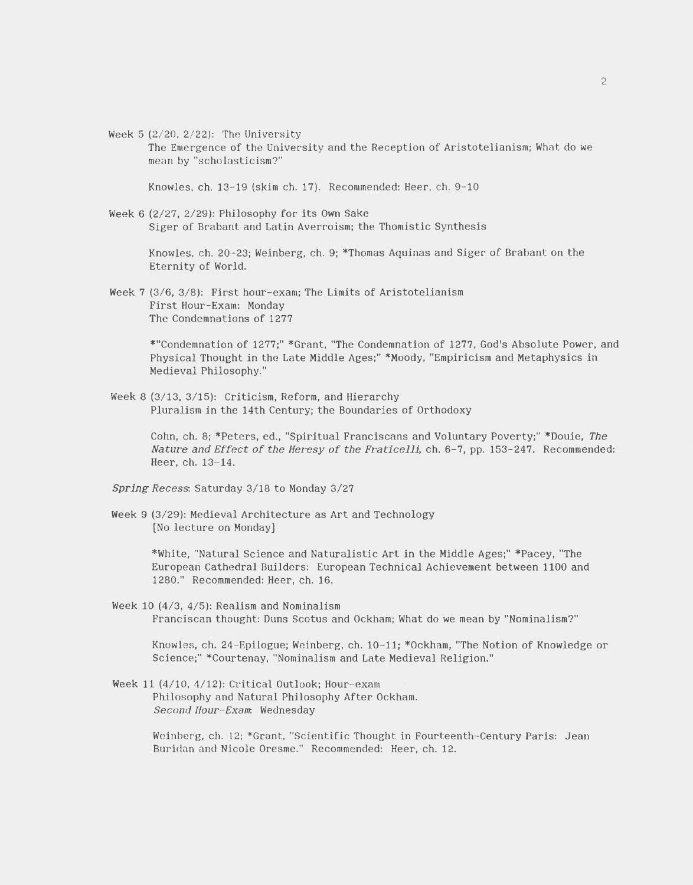Week 5 (2/20, 2/22): The University
The Emergence of the University and the Reception of Aristotelianism; What do we mean by "scholasticism?"

Knowles, ch. 13-19 (skim ch. 17). Recommended: Heer, ch. 9-10

Week 6 (2/27, 2/29): Philosophy for its Own Sake
Siger of Brabant and Latin Averroism; the Thomistic Synthesis

Knowles, ch. 20-23; Weinberg, ch. 9; *Thomas Aquinas and Siger of Brabant on the Eternity of World.

Week 7 (3/6, 3/8): First hour-exam; The Limits of Aristotelianism
First Hour-Exam: Monday
The Condemnations of 1277

*"Condemnation of 1277;" *Grant, "The Condemnation of 1277, God's Absolute Power, and Physical Thought in the Late Middle Ages;" *Moody, "Empiricism and Metaphysics in Medieval Philosophy."

Week 8 (3/13, 3/15): Criticism, Reform, and Hierarchy
Pluralism in the 14th Century; the Boundaries of Orthodoxy

Cohn, ch. 8; *Peters, ed., "Spiritual Franciscans and Voluntary Poverty;" *Douie, *The Nature and Effect of the Heresy of the Fraticelli*, ch. 6-7, pp. 153-247. Recommended: Heer, ch. 13-14.

*Spring Recess*: Saturday 3/18 to Monday 3/27

Week 9 (3/29): Medieval Architecture as Art and Technology
[No lecture on Monday]

*White, "Natural Science and Naturalistic Art in the Middle Ages;" *Pacey, "The European Cathedral Builders: European Technical Achievement between 1100 and 1280." Recommended: Heer, ch. 16.

Week 10 (4/3, 4/5): Realism and Nominalism
Franciscan thought: Duns Scotus and Ockham; What do we mean by "Nominalism?"

Knowles, ch. 24-Epilogue; Weinberg, ch. 10-11; *Ockham, "The Notion of Knowledge or Science;" *Courtenay, "Nominalism and Late Medieval Religion."

Week 11 (4/10, 4/12): Critical Outlook; Hour-exam
Philosophy and Natural Philosophy After Ockham.
*Second Hour-Exam*: Wednesday

Weinberg, ch. 12; *Grant, "Scientific Thought in Fourteenth-Century Paris: Jean Buridan and Nicole Oresme." Recommended: Heer, ch. 12.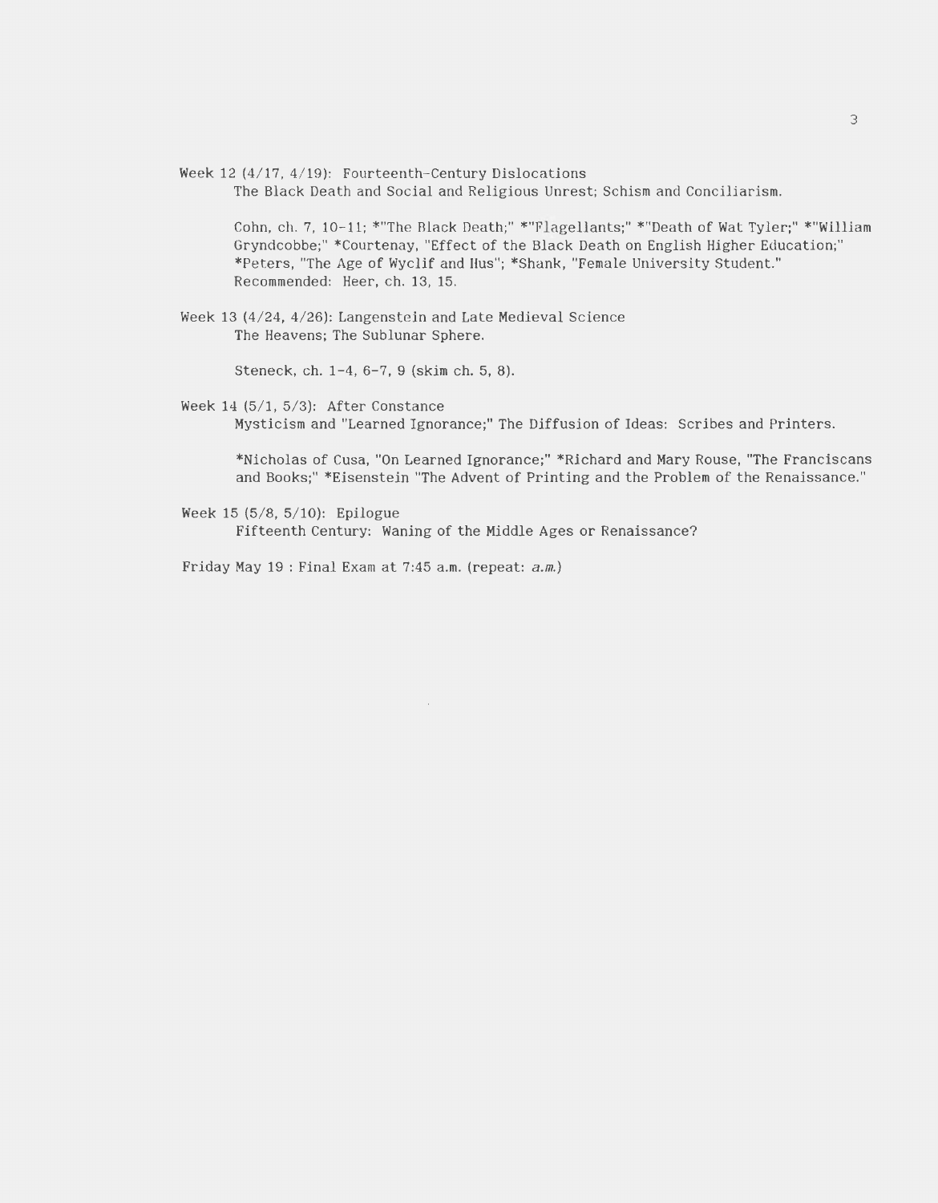Week 12 (4/17, 4/19): Fourteenth-Century Dislocations
The Black Death and Social and Religious Unrest; Schism and Conciliarism.

Cohn, ch. 7, 10–11; *"The Black Death;" *"Flagellants;" *"Death of Wat Tyler;" *"William Gryndcobbe;" *Courtenay, "Effect of the Black Death on English Higher Education;" *Peters, "The Age of Wyclif and Hus"; *Shank, "Female University Student."
Recommended: Heer, ch. 13, 15.

Week 13 (4/24, 4/26): Langenstein and Late Medieval Science
The Heavens; The Sublunar Sphere.

Steneck, ch. 1–4, 6–7, 9 (skim ch. 5, 8).

Week 14 (5/1, 5/3): After Constance
Mysticism and "Learned Ignorance;" The Diffusion of Ideas: Scribes and Printers.

*Nicholas of Cusa, "On Learned Ignorance;" *Richard and Mary Rouse, "The Franciscans and Books;" *Eisenstein "The Advent of Printing and the Problem of the Renaissance."

Week 15 (5/8, 5/10): Epilogue
Fifteenth Century: Waning of the Middle Ages or Renaissance?

Friday May 19 : Final Exam at 7:45 a.m. (repeat: *a.m.*)